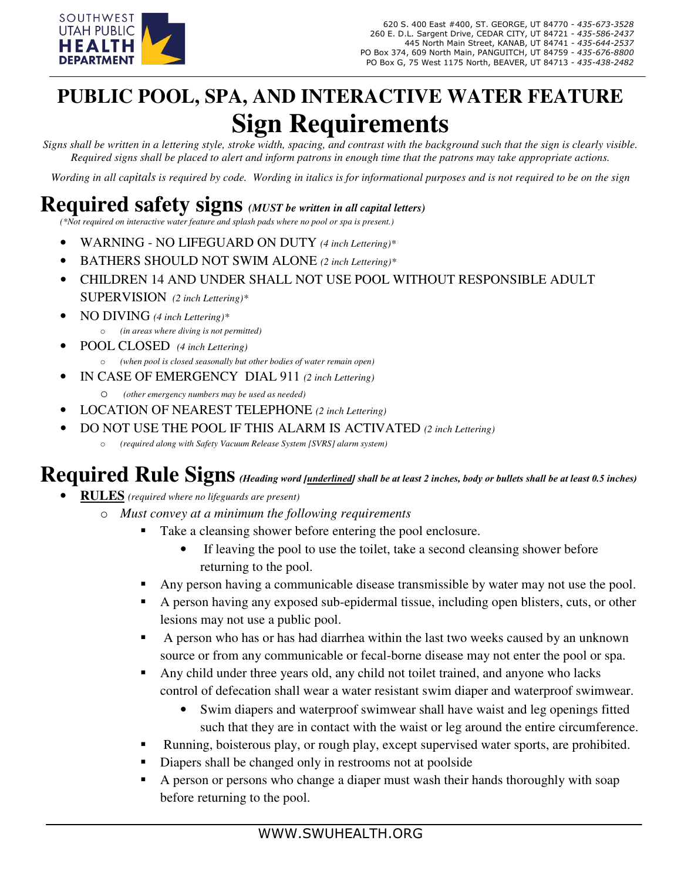SOUTHWEST UTAH PUBLIC HEALTH DEPARTMENT

620 S. 400 East #400, ST. GEORGE, UT 84770 - *435-673-3528*
260 E. D.L. Sargent Drive, CEDAR CITY, UT 84721 - *435-586-2437*
445 North Main Street, KANAB, UT 84741 - *435-644-2537*
PO Box 374, 609 North Main, PANGUITCH, UT 84759 - *435-676-8800*
PO Box G, 75 West 1175 North, BEAVER, UT 84713 - *435-438-2482*

# PUBLIC POOL, SPA, AND INTERACTIVE WATER FEATURE
# Sign Requirements

*Signs shall be written in a lettering style, stroke width, spacing, and contrast with the background such that the sign is clearly visible. Required signs shall be placed to alert and inform patrons in enough time that the patrons may take appropriate actions.*

*Wording in all capitals is required by code. Wording in italics is for informational purposes and is not required to be on the sign*

## Required safety signs *(MUST be written in all capital letters)*

*(\*Not required on interactive water feature and splash pads where no pool or spa is present.)*

- WARNING - NO LIFEGUARD ON DUTY *(4 inch Lettering)\**
- BATHERS SHOULD NOT SWIM ALONE *(2 inch Lettering)\**
- CHILDREN 14 AND UNDER SHALL NOT USE POOL WITHOUT RESPONSIBLE ADULT SUPERVISION *(2 inch Lettering)\**
- NO DIVING *(4 inch Lettering)\**
  - *(in areas where diving is not permitted)*
- POOL CLOSED *(4 inch Lettering)*
  - *(when pool is closed seasonally but other bodies of water remain open)*
- IN CASE OF EMERGENCY DIAL 911 *(2 inch Lettering)*
  - *(other emergency numbers may be used as needed)*
- LOCATION OF NEAREST TELEPHONE *(2 inch Lettering)*
- DO NOT USE THE POOL IF THIS ALARM IS ACTIVATED *(2 inch Lettering)*
  - *(required along with Safety Vacuum Release System [SVRS] alarm system)*

## Required Rule Signs *(Heading word [underlined] shall be at least 2 inches, body or bullets shall be at least 0.5 inches)*

- **RULES** *(required where no lifeguards are present)*
  - *Must convey at a minimum the following requirements*
    - Take a cleansing shower before entering the pool enclosure.
      - If leaving the pool to use the toilet, take a second cleansing shower before returning to the pool.
    - Any person having a communicable disease transmissible by water may not use the pool.
    - A person having any exposed sub-epidermal tissue, including open blisters, cuts, or other lesions may not use a public pool.
    - A person who has or has had diarrhea within the last two weeks caused by an unknown source or from any communicable or fecal-borne disease may not enter the pool or spa.
    - Any child under three years old, any child not toilet trained, and anyone who lacks control of defecation shall wear a water resistant swim diaper and waterproof swimwear.
      - Swim diapers and waterproof swimwear shall have waist and leg openings fitted such that they are in contact with the waist or leg around the entire circumference.
    - Running, boisterous play, or rough play, except supervised water sports, are prohibited.
    - Diapers shall be changed only in restrooms not at poolside
    - A person or persons who change a diaper must wash their hands thoroughly with soap before returning to the pool.

WWW.SWUHEALTH.ORG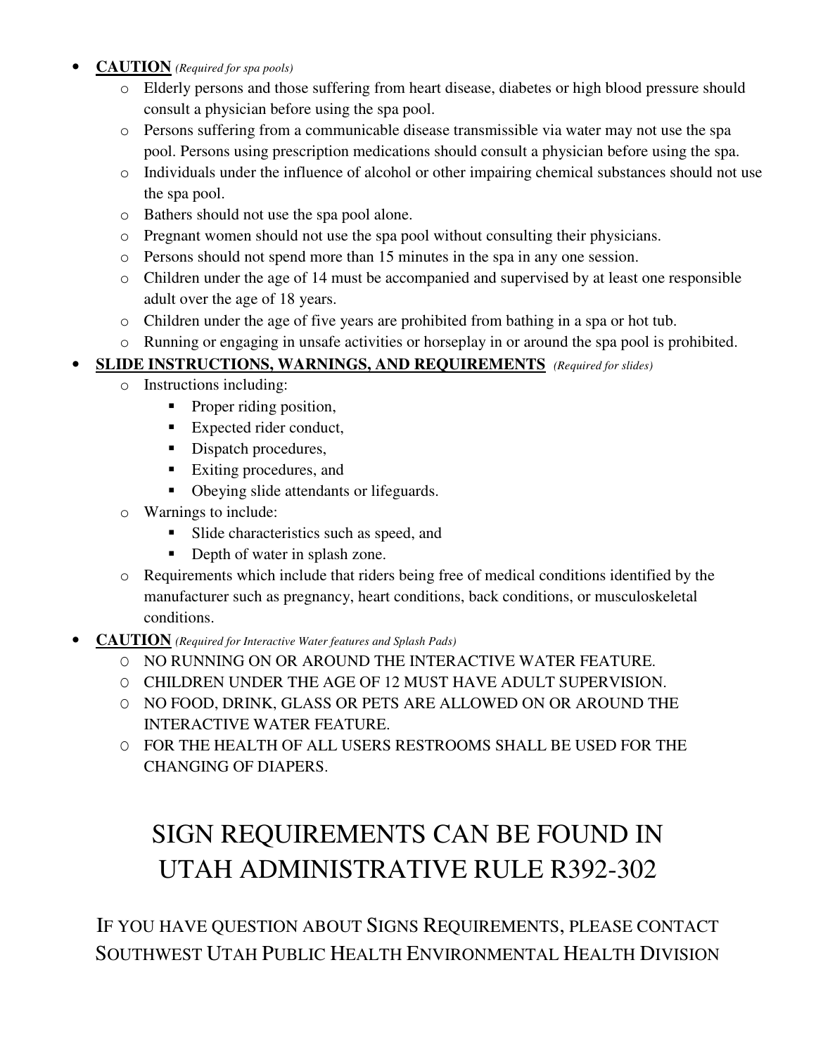- **CAUTION** *(Required for spa pools)*
  - Elderly persons and those suffering from heart disease, diabetes or high blood pressure should consult a physician before using the spa pool.
  - Persons suffering from a communicable disease transmissible via water may not use the spa pool. Persons using prescription medications should consult a physician before using the spa.
  - Individuals under the influence of alcohol or other impairing chemical substances should not use the spa pool.
  - Bathers should not use the spa pool alone.
  - Pregnant women should not use the spa pool without consulting their physicians.
  - Persons should not spend more than 15 minutes in the spa in any one session.
  - Children under the age of 14 must be accompanied and supervised by at least one responsible adult over the age of 18 years.
  - Children under the age of five years are prohibited from bathing in a spa or hot tub.
  - Running or engaging in unsafe activities or horseplay in or around the spa pool is prohibited.
- **SLIDE INSTRUCTIONS, WARNINGS, AND REQUIREMENTS** *(Required for slides)*
  - Instructions including:
    - Proper riding position,
    - Expected rider conduct,
    - Dispatch procedures,
    - Exiting procedures, and
    - Obeying slide attendants or lifeguards.
  - Warnings to include:
    - Slide characteristics such as speed, and
    - Depth of water in splash zone.
  - Requirements which include that riders being free of medical conditions identified by the manufacturer such as pregnancy, heart conditions, back conditions, or musculoskeletal conditions.
- **CAUTION** *(Required for Interactive Water features and Splash Pads)*
  - NO RUNNING ON OR AROUND THE INTERACTIVE WATER FEATURE.
  - CHILDREN UNDER THE AGE OF 12 MUST HAVE ADULT SUPERVISION.
  - NO FOOD, DRINK, GLASS OR PETS ARE ALLOWED ON OR AROUND THE INTERACTIVE WATER FEATURE.
  - FOR THE HEALTH OF ALL USERS RESTROOMS SHALL BE USED FOR THE CHANGING OF DIAPERS.

# SIGN REQUIREMENTS CAN BE FOUND IN UTAH ADMINISTRATIVE RULE R392-302

IF YOU HAVE QUESTION ABOUT SIGNS REQUIREMENTS, PLEASE CONTACT SOUTHWEST UTAH PUBLIC HEALTH ENVIRONMENTAL HEALTH DIVISION